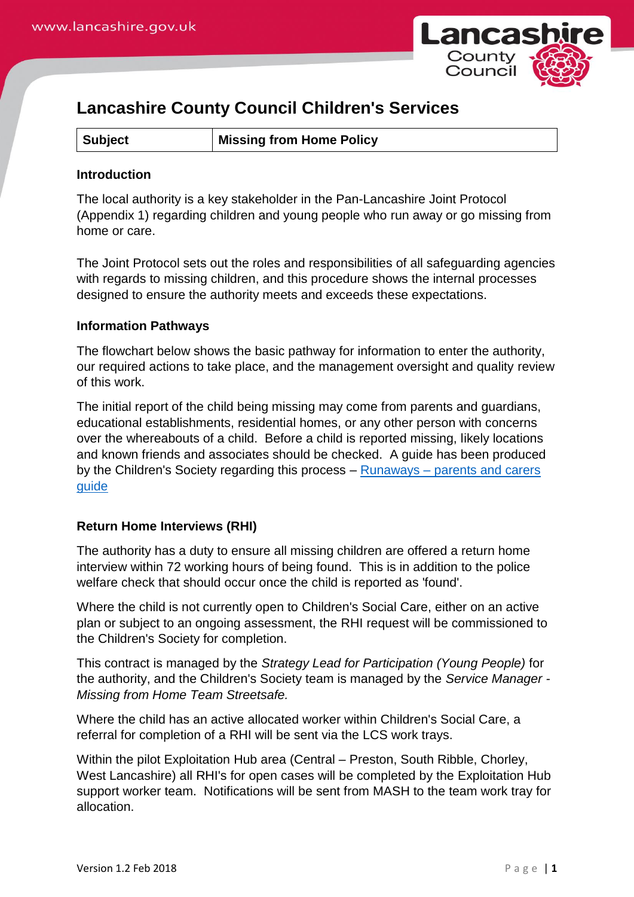# Lancashire County Council Children's Services

| Subject | Missing from Home Policy |
|---|---|

**Introduction**

The local authority is a key stakeholder in the Pan-Lancashire Joint Protocol (Appendix 1) regarding children and young people who run away or go missing from home or care.

The Joint Protocol sets out the roles and responsibilities of all safeguarding agencies with regards to missing children, and this procedure shows the internal processes designed to ensure the authority meets and exceeds these expectations.

**Information Pathways**

The flowchart below shows the basic pathway for information to enter the authority, our required actions to take place, and the management oversight and quality review of this work.

The initial report of the child being missing may come from parents and guardians, educational establishments, residential homes, or any other person with concerns over the whereabouts of a child. Before a child is reported missing, likely locations and known friends and associates should be checked. A guide has been produced by the Children's Society regarding this process – Runaways – parents and carers guide

**Return Home Interviews (RHI)**

The authority has a duty to ensure all missing children are offered a return home interview within 72 working hours of being found. This is in addition to the police welfare check that should occur once the child is reported as 'found'.

Where the child is not currently open to Children's Social Care, either on an active plan or subject to an ongoing assessment, the RHI request will be commissioned to the Children's Society for completion.

This contract is managed by the *Strategy Lead for Participation (Young People)* for the authority, and the Children's Society team is managed by the *Service Manager - Missing from Home Team Streetsafe.*

Where the child has an active allocated worker within Children's Social Care, a referral for completion of a RHI will be sent via the LCS work trays.

Within the pilot Exploitation Hub area (Central – Preston, South Ribble, Chorley, West Lancashire) all RHI's for open cases will be completed by the Exploitation Hub support worker team. Notifications will be sent from MASH to the team work tray for allocation.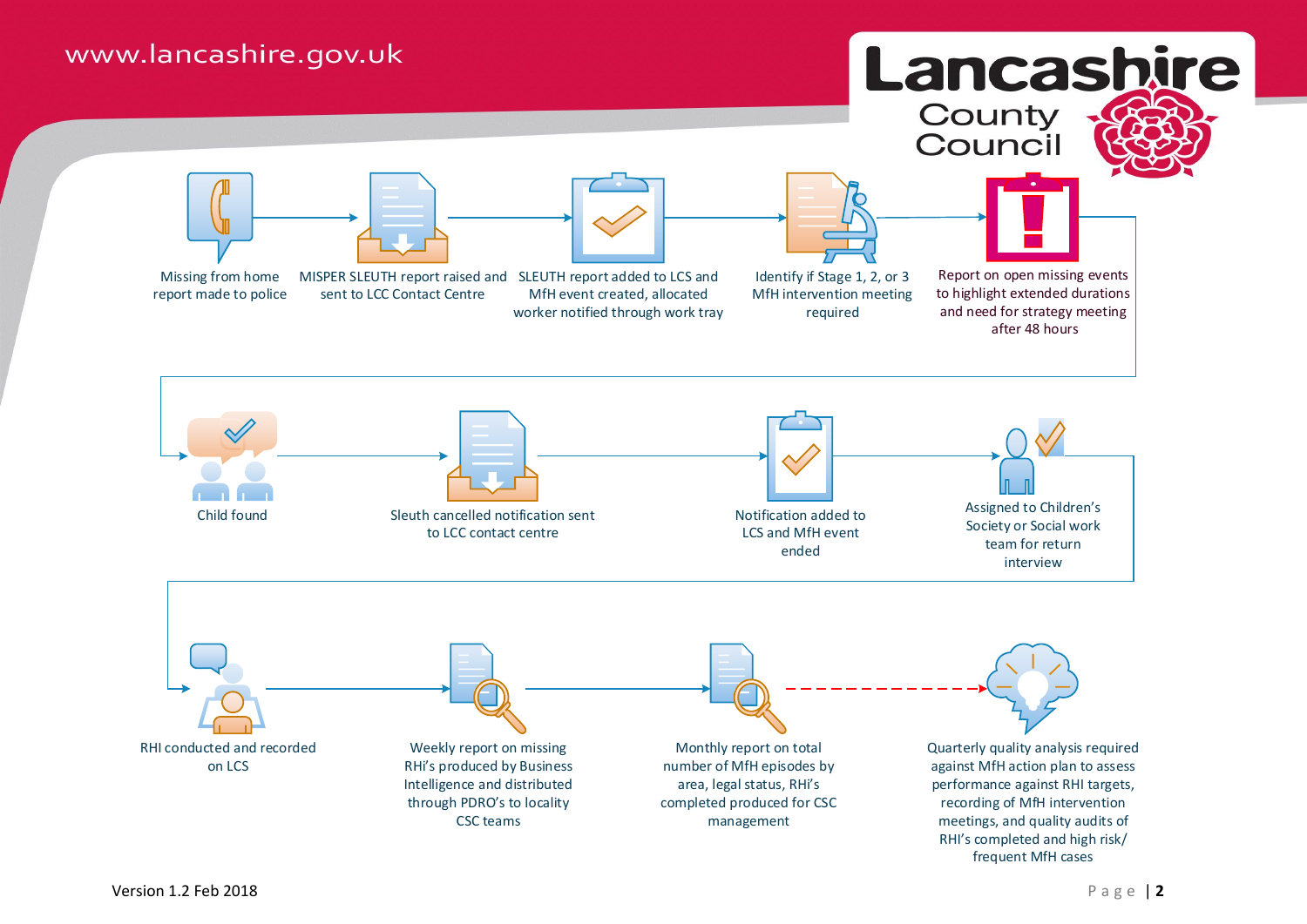1. Missing from home report made to police
2. MISPER SLEUTH report raised and sent to LCC Contact Centre
3. SLEUTH report added to LCS and MfH event created, allocated worker notified through work tray
4. Identify if Stage 1, 2, or 3 MfH intervention meeting required
5. Report on open missing events to highlight extended durations and need for strategy meeting after 48 hours
6. Child found
7. Sleuth cancelled notification sent to LCC contact centre
8. Notification added to LCS and MfH event ended
9. Assigned to Children's Society or Social work team for return interview
10. RHI conducted and recorded on LCS
11. Weekly report on missing RHI's produced by Business Intelligence and distributed through PDRO's to locality CSC teams
12. Monthly report on total number of MfH episodes by area, legal status, RHI's completed produced for CSC management
13. Quarterly quality analysis required against MfH action plan to assess performance against RHI targets, recording of MfH intervention meetings, and quality audits of RHI's completed and high risk/ frequent MfH cases

Version 1.2 Feb 2018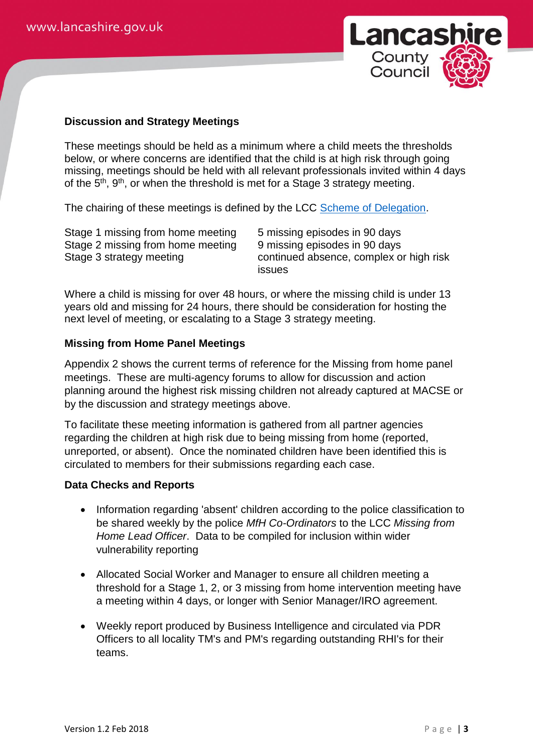**Discussion and Strategy Meetings**

These meetings should be held as a minimum where a child meets the thresholds below, or where concerns are identified that the child is at high risk through going missing, meetings should be held with all relevant professionals invited within 4 days of the 5th, 9th, or when the threshold is met for a Stage 3 strategy meeting.

The chairing of these meetings is defined by the LCC Scheme of Delegation.

| | |
|---|---|
| Stage 1 missing from home meeting | 5 missing episodes in 90 days |
| Stage 2 missing from home meeting | 9 missing episodes in 90 days |
| Stage 3 strategy meeting | continued absence, complex or high risk issues |

Where a child is missing for over 48 hours, or where the missing child is under 13 years old and missing for 24 hours, there should be consideration for hosting the next level of meeting, or escalating to a Stage 3 strategy meeting.

**Missing from Home Panel Meetings**

Appendix 2 shows the current terms of reference for the Missing from home panel meetings. These are multi-agency forums to allow for discussion and action planning around the highest risk missing children not already captured at MACSE or by the discussion and strategy meetings above.

To facilitate these meeting information is gathered from all partner agencies regarding the children at high risk due to being missing from home (reported, unreported, or absent). Once the nominated children have been identified this is circulated to members for their submissions regarding each case.

**Data Checks and Reports**

- Information regarding 'absent' children according to the police classification to be shared weekly by the police *MfH Co-Ordinators* to the LCC *Missing from Home Lead Officer*. Data to be compiled for inclusion within wider vulnerability reporting

- Allocated Social Worker and Manager to ensure all children meeting a threshold for a Stage 1, 2, or 3 missing from home intervention meeting have a meeting within 4 days, or longer with Senior Manager/IRO agreement.

- Weekly report produced by Business Intelligence and circulated via PDR Officers to all locality TM's and PM's regarding outstanding RHI's for their teams.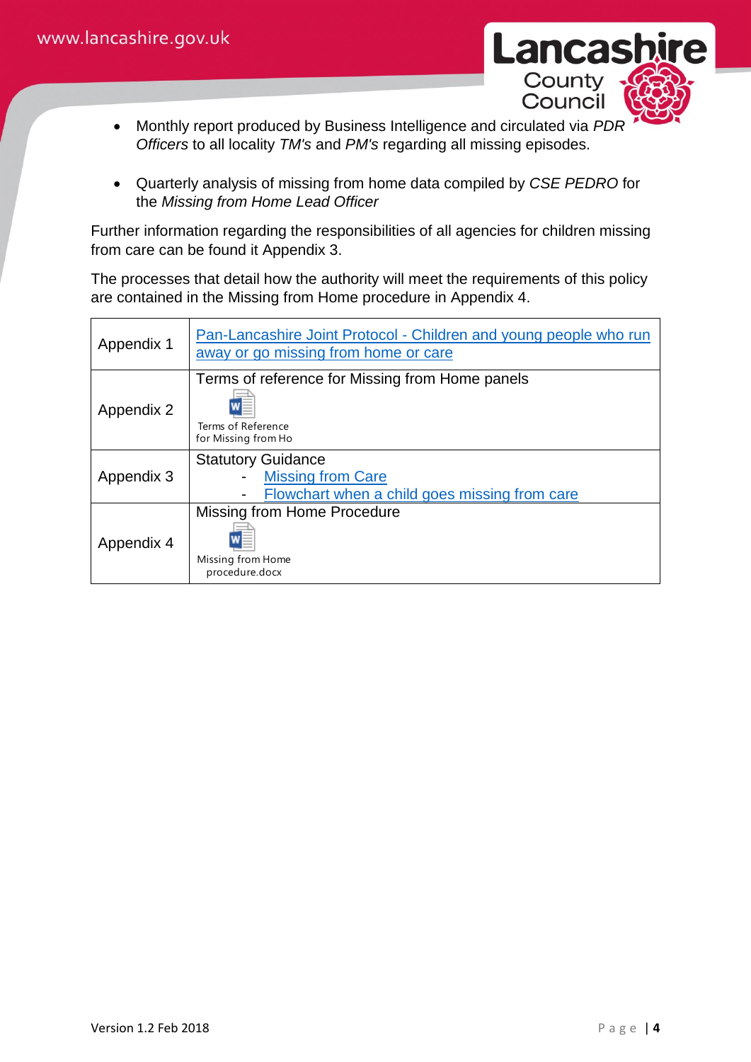- Monthly report produced by Business Intelligence and circulated via *PDR Officers* to all locality *TM's* and *PM's* regarding all missing episodes.

- Quarterly analysis of missing from home data compiled by *CSE PEDRO* for the *Missing from Home Lead Officer*

Further information regarding the responsibilities of all agencies for children missing from care can be found it Appendix 3.

The processes that detail how the authority will meet the requirements of this policy are contained in the Missing from Home procedure in Appendix 4.

| | |
|---|---|
| Appendix 1 | Pan-Lancashire Joint Protocol - Children and young people who run away or go missing from home or care |
| Appendix 2 | Terms of reference for Missing from Home panels<br>Terms of Reference for Missing from Ho |
| Appendix 3 | Statutory Guidance<br>- Missing from Care<br>- Flowchart when a child goes missing from care |
| Appendix 4 | Missing from Home Procedure<br>Missing from Home procedure.docx |

Version 1.2 Feb 2018